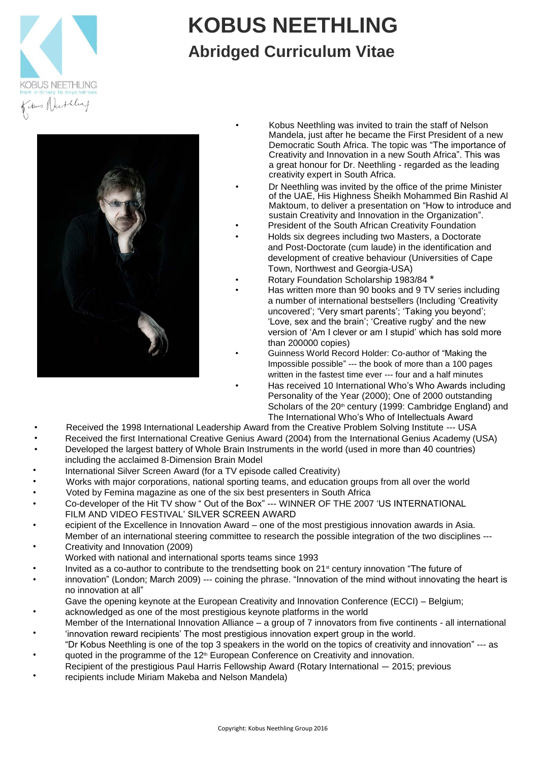# KOBUS NEETHLING

## Abridged Curriculum Vitae

- Kobus Neethling was invited to train the staff of Nelson Mandela, just after he became the First President of a new Democratic South Africa. The topic was "The importance of Creativity and Innovation in a new South Africa". This was a great honour for Dr. Neethling - regarded as the leading creativity expert in South Africa.
- Dr Neethling was invited by the office of the prime Minister of the UAE, His Highness Sheikh Mohammed Bin Rashid Al Maktoum, to deliver a presentation on "How to introduce and sustain Creativity and Innovation in the Organization".
- President of the South African Creativity Foundation
- Holds six degrees including two Masters, a Doctorate and Post-Doctorate (cum laude) in the identification and development of creative behaviour (Universities of Cape Town, Northwest and Georgia-USA)
- Rotary Foundation Scholarship 1983/84 *
- Has written more than 90 books and 9 TV series including a number of international bestsellers (Including 'Creativity uncovered'; 'Very smart parents'; 'Taking you beyond'; 'Love, sex and the brain'; 'Creative rugby' and the new version of 'Am I clever or am I stupid' which has sold more than 200000 copies)
- Guinness World Record Holder: Co-author of "Making the Impossible possible" --- the book of more than a 100 pages written in the fastest time ever --- four and a half minutes
- Has received 10 International Who's Who Awards including Personality of the Year (2000); One of 2000 outstanding Scholars of the 20th century (1999: Cambridge England) and The International Who's Who of Intellectuals Award
- Received the 1998 International Leadership Award from the Creative Problem Solving Institute --- USA
- Received the first International Creative Genius Award (2004) from the International Genius Academy (USA)
- Developed the largest battery of Whole Brain Instruments in the world (used in more than 40 countries) including the acclaimed 8-Dimension Brain Model
- International Silver Screen Award (for a TV episode called Creativity)
- Works with major corporations, national sporting teams, and education groups from all over the world
- Voted by Femina magazine as one of the six best presenters in South Africa
- Co-developer of the Hit TV show " Out of the Box" --- WINNER OF THE 2007 'US INTERNATIONAL FILM AND VIDEO FESTIVAL' SILVER SCREEN AWARD
- ecipient of the Excellence in Innovation Award – one of the most prestigious innovation awards in Asia.
- Member of an international steering committee to research the possible integration of the two disciplines --- Creativity and Innovation (2009)
- Worked with national and international sports teams since 1993
- Invited as a co-author to contribute to the trendsetting book on 21st century innovation "The future of innovation" (London; March 2009) --- coining the phrase. "Innovation of the mind without innovating the heart is no innovation at all"
- Gave the opening keynote at the European Creativity and Innovation Conference (ECCI) – Belgium; acknowledged as one of the most prestigious keynote platforms in the world
- Member of the International Innovation Alliance – a group of 7 innovators from five continents - all international 'innovation reward recipients' The most prestigious innovation expert group in the world.
- "Dr Kobus Neethling is one of the top 3 speakers in the world on the topics of creativity and innovation" --- as quoted in the programme of the 12th European Conference on Creativity and innovation.
- Recipient of the prestigious Paul Harris Fellowship Award (Rotary International — 2015; previous recipients include Miriam Makeba and Nelson Mandela)

Copyright: Kobus Neethling Group 2016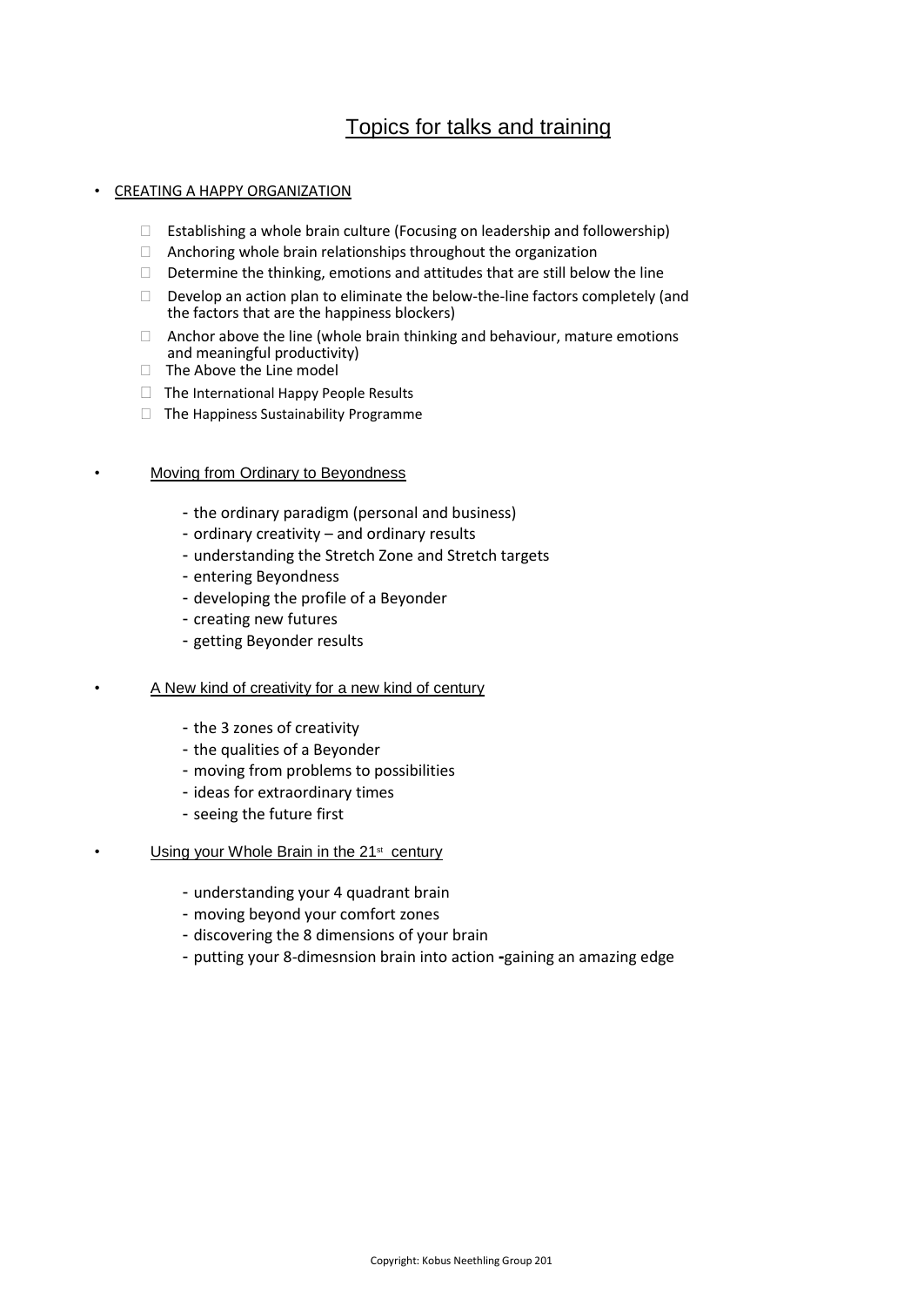# Topics for talks and training

- CREATING A HAPPY ORGANIZATION
  - Establishing a whole brain culture (Focusing on leadership and followership)
  - Anchoring whole brain relationships throughout the organization
  - Determine the thinking, emotions and attitudes that are still below the line
  - Develop an action plan to eliminate the below-the-line factors completely (and the factors that are the happiness blockers)
  - Anchor above the line (whole brain thinking and behaviour, mature emotions and meaningful productivity)
  - The Above the Line model
  - The International Happy People Results
  - The Happiness Sustainability Programme

- Moving from Ordinary to Beyondness
  - the ordinary paradigm (personal and business)
  - ordinary creativity – and ordinary results
  - understanding the Stretch Zone and Stretch targets
  - entering Beyondness
  - developing the profile of a Beyonder
  - creating new futures
  - getting Beyonder results

- A New kind of creativity for a new kind of century
  - the 3 zones of creativity
  - the qualities of a Beyonder
  - moving from problems to possibilities
  - ideas for extraordinary times
  - seeing the future first

- Using your Whole Brain in the 21st century
  - understanding your 4 quadrant brain
  - moving beyond your comfort zones
  - discovering the 8 dimensions of your brain
  - putting your 8-dimesnsion brain into action -gaining an amazing edge

Copyright: Kobus Neethling Group 201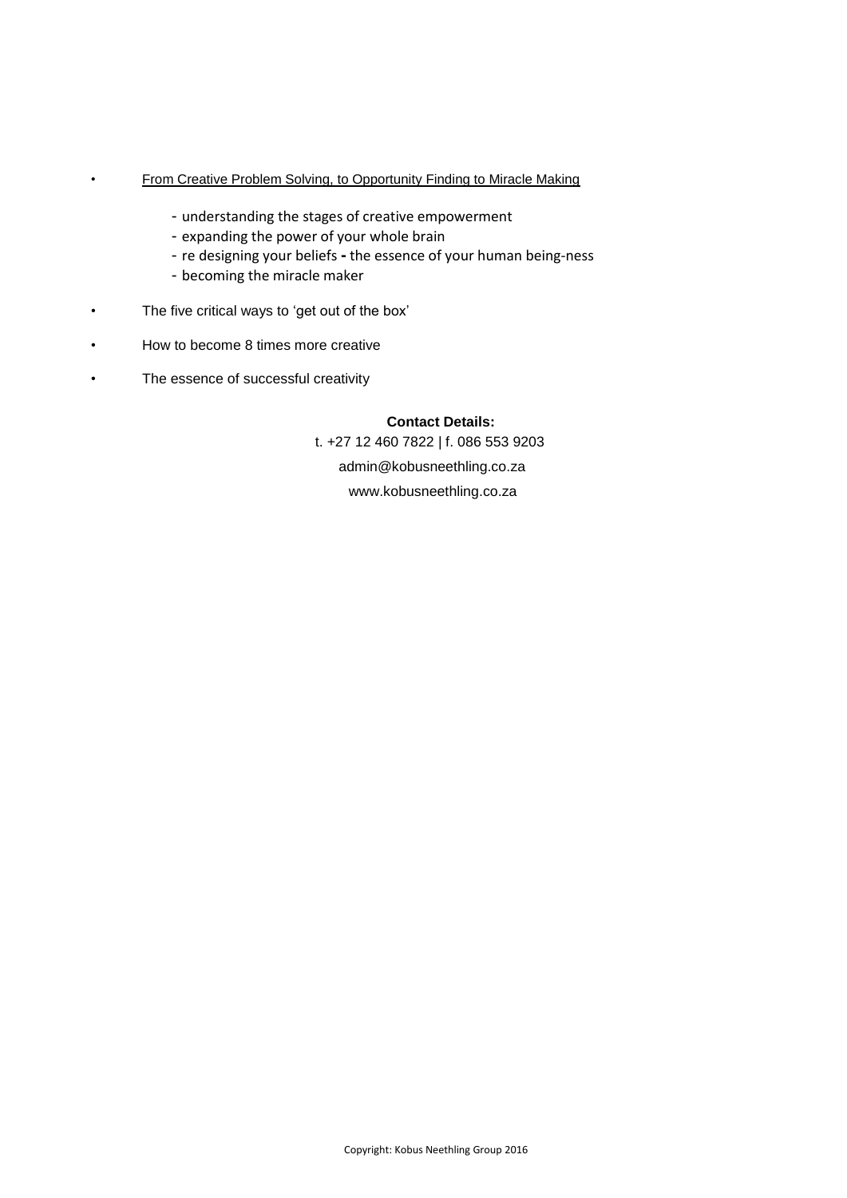- From Creative Problem Solving, to Opportunity Finding to Miracle Making
  - understanding the stages of creative empowerment
  - expanding the power of your whole brain
  - re designing your beliefs - the essence of your human being-ness
  - becoming the miracle maker
- The five critical ways to 'get out of the box'
- How to become 8 times more creative
- The essence of successful creativity

**Contact Details:**

t. +27 12 460 7822 | f. 086 553 9203

admin@kobusneethling.co.za

www.kobusneethling.co.za

Copyright: Kobus Neethling Group 2016